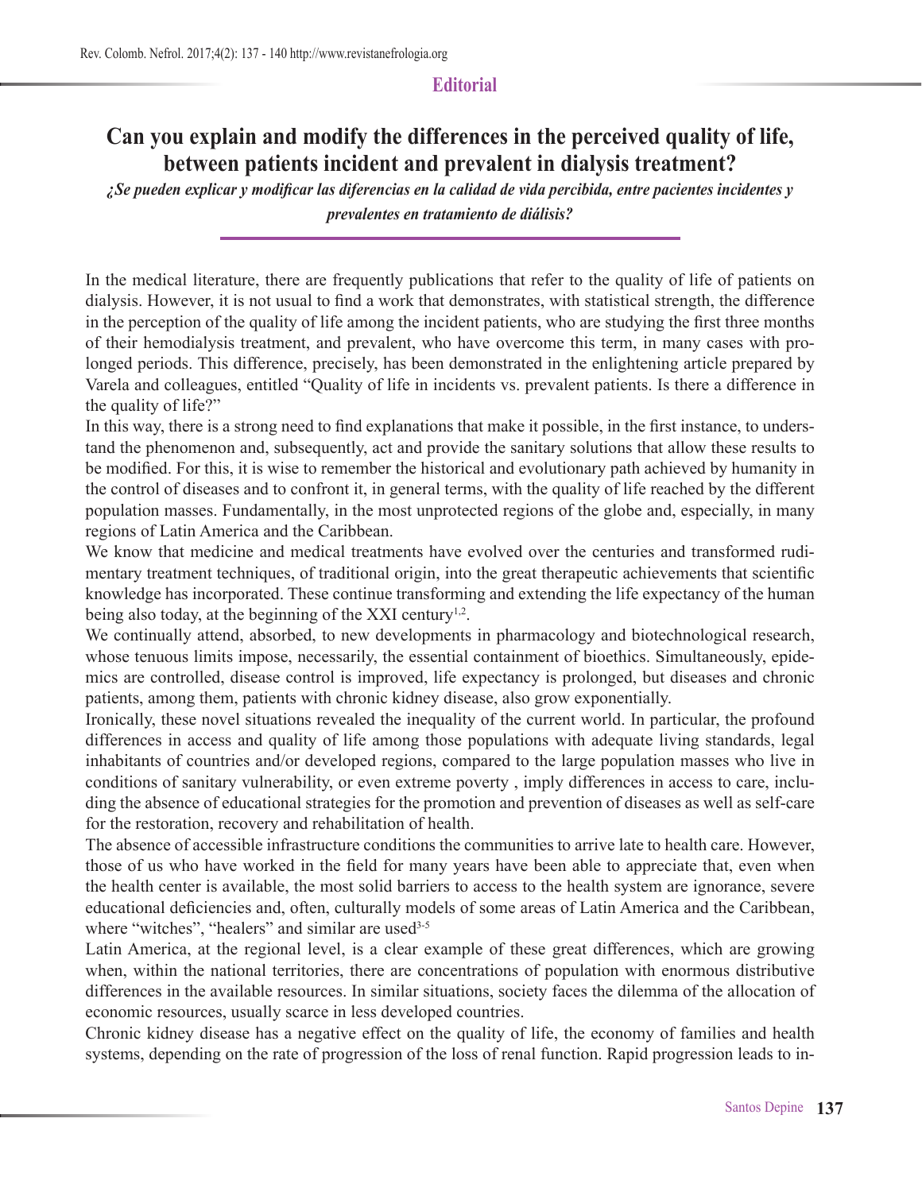Editorial

# Can you explain and modify the differences in the perceived quality of life, between patients incident and prevalent in dialysis treatment?

*¿Se pueden explicar y modificar las diferencias en la calidad de vida percibida, entre pacientes incidentes y prevalentes en tratamiento de diálisis?*

In the medical literature, there are frequently publications that refer to the quality of life of patients on dialysis. However, it is not usual to find a work that demonstrates, with statistical strength, the difference in the perception of the quality of life among the incident patients, who are studying the first three months of their hemodialysis treatment, and prevalent, who have overcome this term, in many cases with prolonged periods. This difference, precisely, has been demonstrated in the enlightening article prepared by Varela and colleagues, entitled "Quality of life in incidents vs. prevalent patients. Is there a difference in the quality of life?"

In this way, there is a strong need to find explanations that make it possible, in the first instance, to understand the phenomenon and, subsequently, act and provide the sanitary solutions that allow these results to be modified. For this, it is wise to remember the historical and evolutionary path achieved by humanity in the control of diseases and to confront it, in general terms, with the quality of life reached by the different population masses. Fundamentally, in the most unprotected regions of the globe and, especially, in many regions of Latin America and the Caribbean.

We know that medicine and medical treatments have evolved over the centuries and transformed rudimentary treatment techniques, of traditional origin, into the great therapeutic achievements that scientific knowledge has incorporated. These continue transforming and extending the life expectancy of the human being also today, at the beginning of the XXI century[1,2].

We continually attend, absorbed, to new developments in pharmacology and biotechnological research, whose tenuous limits impose, necessarily, the essential containment of bioethics. Simultaneously, epidemics are controlled, disease control is improved, life expectancy is prolonged, but diseases and chronic patients, among them, patients with chronic kidney disease, also grow exponentially.

Ironically, these novel situations revealed the inequality of the current world. In particular, the profound differences in access and quality of life among those populations with adequate living standards, legal inhabitants of countries and/or developed regions, compared to the large population masses who live in conditions of sanitary vulnerability, or even extreme poverty , imply differences in access to care, including the absence of educational strategies for the promotion and prevention of diseases as well as self-care for the restoration, recovery and rehabilitation of health.

The absence of accessible infrastructure conditions the communities to arrive late to health care. However, those of us who have worked in the field for many years have been able to appreciate that, even when the health center is available, the most solid barriers to access to the health system are ignorance, severe educational deficiencies and, often, culturally models of some areas of Latin America and the Caribbean, where "witches", "healers" and similar are used[3-5]

Latin America, at the regional level, is a clear example of these great differences, which are growing when, within the national territories, there are concentrations of population with enormous distributive differences in the available resources. In similar situations, society faces the dilemma of the allocation of economic resources, usually scarce in less developed countries.

Chronic kidney disease has a negative effect on the quality of life, the economy of families and health systems, depending on the rate of progression of the loss of renal function. Rapid progression leads to in-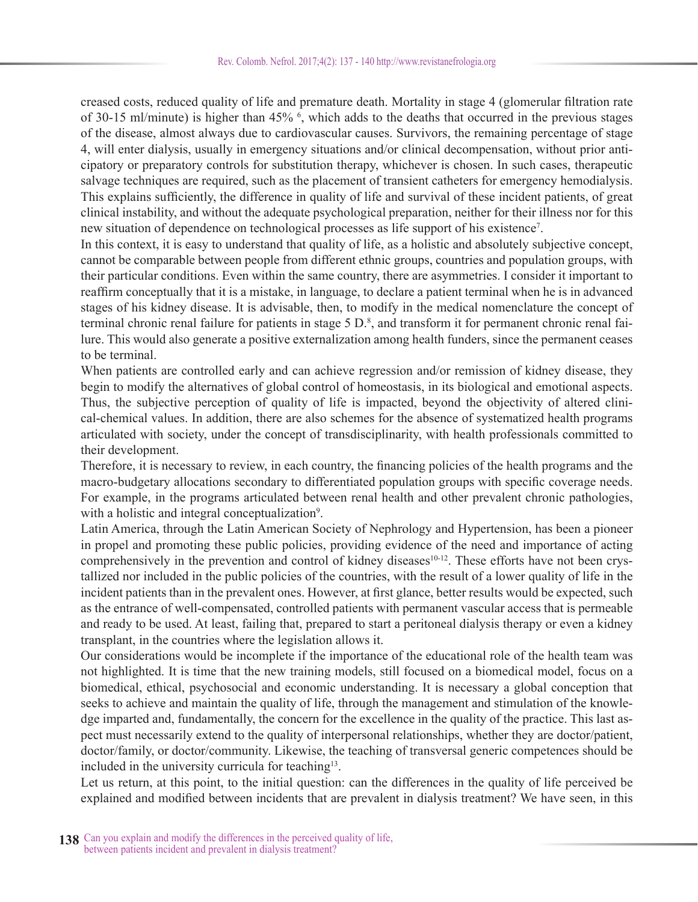creased costs, reduced quality of life and premature death. Mortality in stage 4 (glomerular filtration rate of 30-15 ml/minute) is higher than 45% [6], which adds to the deaths that occurred in the previous stages of the disease, almost always due to cardiovascular causes. Survivors, the remaining percentage of stage 4, will enter dialysis, usually in emergency situations and/or clinical decompensation, without prior anticipatory or preparatory controls for substitution therapy, whichever is chosen. In such cases, therapeutic salvage techniques are required, such as the placement of transient catheters for emergency hemodialysis. This explains sufficiently, the difference in quality of life and survival of these incident patients, of great clinical instability, and without the adequate psychological preparation, neither for their illness nor for this new situation of dependence on technological processes as life support of his existence[7].

In this context, it is easy to understand that quality of life, as a holistic and absolutely subjective concept, cannot be comparable between people from different ethnic groups, countries and population groups, with their particular conditions. Even within the same country, there are asymmetries. I consider it important to reaffirm conceptually that it is a mistake, in language, to declare a patient terminal when he is in advanced stages of his kidney disease. It is advisable, then, to modify in the medical nomenclature the concept of terminal chronic renal failure for patients in stage 5 D.[8], and transform it for permanent chronic renal failure. This would also generate a positive externalization among health funders, since the permanent ceases to be terminal.

When patients are controlled early and can achieve regression and/or remission of kidney disease, they begin to modify the alternatives of global control of homeostasis, in its biological and emotional aspects. Thus, the subjective perception of quality of life is impacted, beyond the objectivity of altered clinical-chemical values. In addition, there are also schemes for the absence of systematized health programs articulated with society, under the concept of transdisciplinarity, with health professionals committed to their development.

Therefore, it is necessary to review, in each country, the financing policies of the health programs and the macro-budgetary allocations secondary to differentiated population groups with specific coverage needs. For example, in the programs articulated between renal health and other prevalent chronic pathologies, with a holistic and integral conceptualization[9].

Latin America, through the Latin American Society of Nephrology and Hypertension, has been a pioneer in propel and promoting these public policies, providing evidence of the need and importance of acting comprehensively in the prevention and control of kidney diseases[10-12]. These efforts have not been crystallized nor included in the public policies of the countries, with the result of a lower quality of life in the incident patients than in the prevalent ones. However, at first glance, better results would be expected, such as the entrance of well-compensated, controlled patients with permanent vascular access that is permeable and ready to be used. At least, failing that, prepared to start a peritoneal dialysis therapy or even a kidney transplant, in the countries where the legislation allows it.

Our considerations would be incomplete if the importance of the educational role of the health team was not highlighted. It is time that the new training models, still focused on a biomedical model, focus on a biomedical, ethical, psychosocial and economic understanding. It is necessary a global conception that seeks to achieve and maintain the quality of life, through the management and stimulation of the knowledge imparted and, fundamentally, the concern for the excellence in the quality of the practice. This last aspect must necessarily extend to the quality of interpersonal relationships, whether they are doctor/patient, doctor/family, or doctor/community. Likewise, the teaching of transversal generic competences should be included in the university curricula for teaching[13].

Let us return, at this point, to the initial question: can the differences in the quality of life perceived be explained and modified between incidents that are prevalent in dialysis treatment? We have seen, in this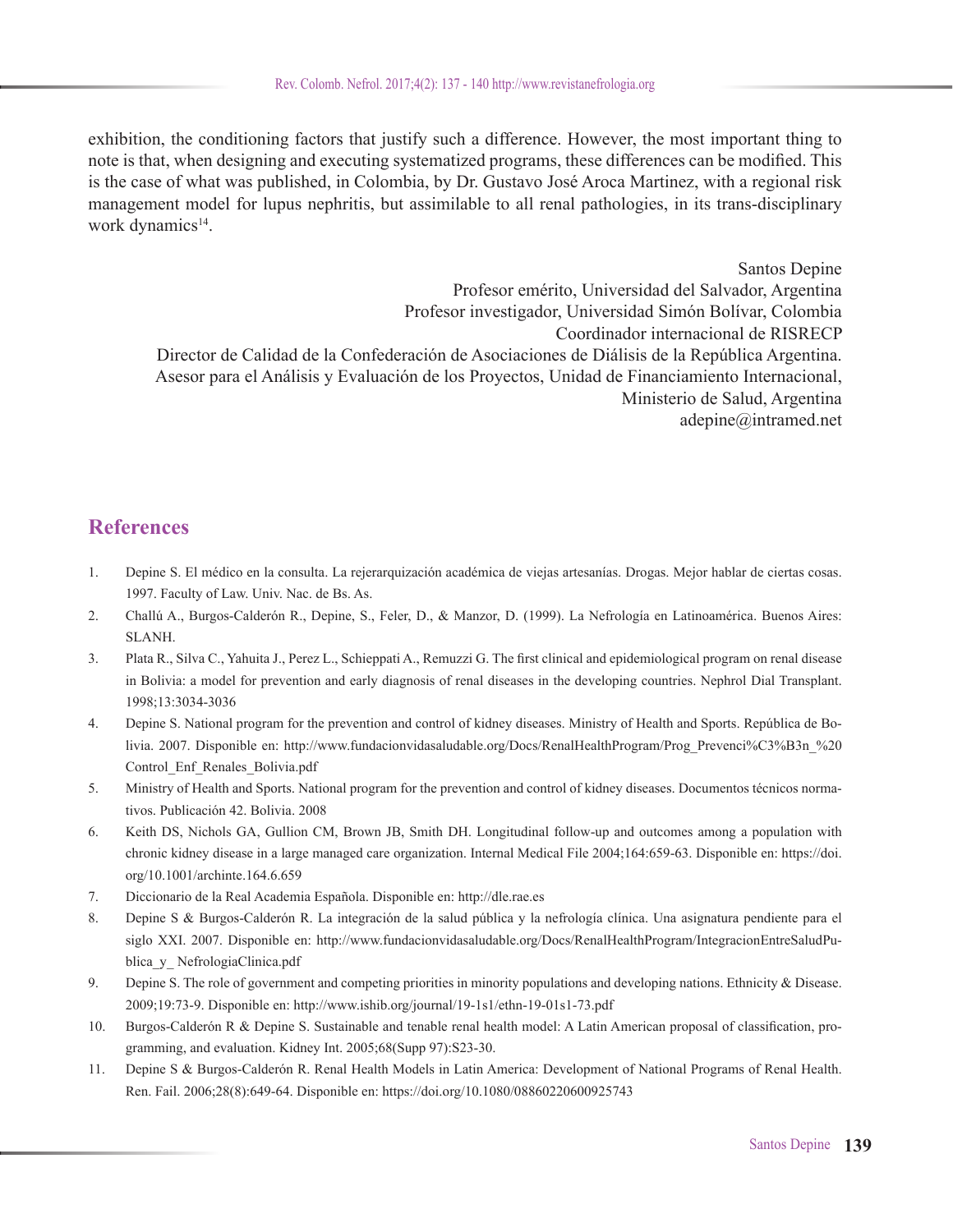exhibition, the conditioning factors that justify such a difference. However, the most important thing to note is that, when designing and executing systematized programs, these differences can be modified. This is the case of what was published, in Colombia, by Dr. Gustavo José Aroca Martinez, with a regional risk management model for lupus nephritis, but assimilable to all renal pathologies, in its trans-disciplinary work dynamics[14].

Santos Depine
Profesor emérito, Universidad del Salvador, Argentina
Profesor investigador, Universidad Simón Bolívar, Colombia
Coordinador internacional de RISRECP
Director de Calidad de la Confederación de Asociaciones de Diálisis de la República Argentina.
Asesor para el Análisis y Evaluación de los Proyectos, Unidad de Financiamiento Internacional,
Ministerio de Salud, Argentina
adepine@intramed.net

## References

1. Depine S. El médico en la consulta. La rejerarquización académica de viejas artesanías. Drogas. Mejor hablar de ciertas cosas. 1997. Faculty of Law. Univ. Nac. de Bs. As.
2. Challú A., Burgos-Calderón R., Depine, S., Feler, D., & Manzor, D. (1999). La Nefrología en Latinoamérica. Buenos Aires: SLANH.
3. Plata R., Silva C., Yahuita J., Perez L., Schieppati A., Remuzzi G. The first clinical and epidemiological program on renal disease in Bolivia: a model for prevention and early diagnosis of renal diseases in the developing countries. Nephrol Dial Transplant. 1998;13:3034-3036
4. Depine S. National program for the prevention and control of kidney diseases. Ministry of Health and Sports. República de Bolivia. 2007. Disponible en: http://www.fundacionvidasaludable.org/Docs/RenalHealthProgram/Prog_Prevenci%C3%B3n_%20Control_Enf_Renales_Bolivia.pdf
5. Ministry of Health and Sports. National program for the prevention and control of kidney diseases. Documentos técnicos normativos. Publicación 42. Bolivia. 2008
6. Keith DS, Nichols GA, Gullion CM, Brown JB, Smith DH. Longitudinal follow-up and outcomes among a population with chronic kidney disease in a large managed care organization. Internal Medical File 2004;164:659-63. Disponible en: https://doi.org/10.1001/archinte.164.6.659
7. Diccionario de la Real Academia Española. Disponible en: http://dle.rae.es
8. Depine S & Burgos-Calderón R. La integración de la salud pública y la nefrología clínica. Una asignatura pendiente para el siglo XXI. 2007. Disponible en: http://www.fundacionvidasaludable.org/Docs/RenalHealthProgram/IntegracionEntreSaludPublica_y_ NefrologiaClinica.pdf
9. Depine S. The role of government and competing priorities in minority populations and developing nations. Ethnicity & Disease. 2009;19:73-9. Disponible en: http://www.ishib.org/journal/19-1s1/ethn-19-01s1-73.pdf
10. Burgos-Calderón R & Depine S. Sustainable and tenable renal health model: A Latin American proposal of classification, programming, and evaluation. Kidney Int. 2005;68(Supp 97):S23-30.
11. Depine S & Burgos-Calderón R. Renal Health Models in Latin America: Development of National Programs of Renal Health. Ren. Fail. 2006;28(8):649-64. Disponible en: https://doi.org/10.1080/08860220600925743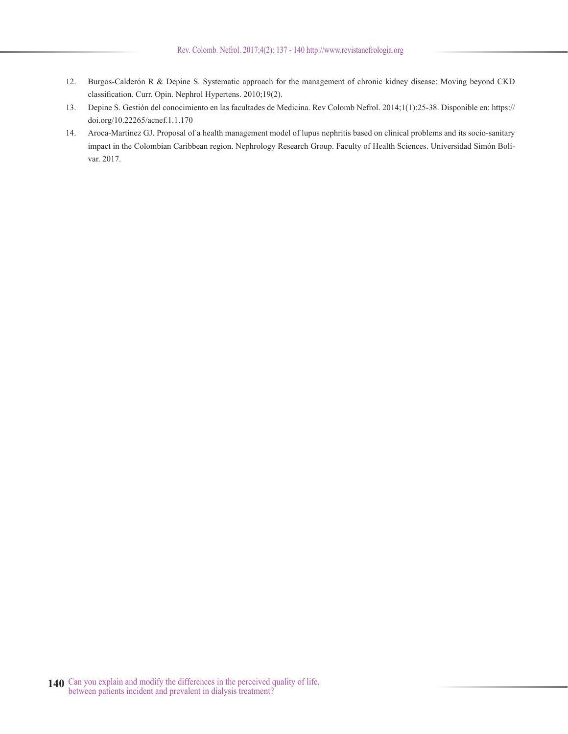12. Burgos-Calderón R & Depine S. Systematic approach for the management of chronic kidney disease: Moving beyond CKD classification. Curr. Opin. Nephrol Hypertens. 2010;19(2).
13. Depine S. Gestión del conocimiento en las facultades de Medicina. Rev Colomb Nefrol. 2014;1(1):25-38. Disponible en: https://doi.org/10.22265/acnef.1.1.170
14. Aroca-Martínez GJ. Proposal of a health management model of lupus nephritis based on clinical problems and its socio-sanitary impact in the Colombian Caribbean region. Nephrology Research Group. Faculty of Health Sciences. Universidad Simón Bolívar. 2017.